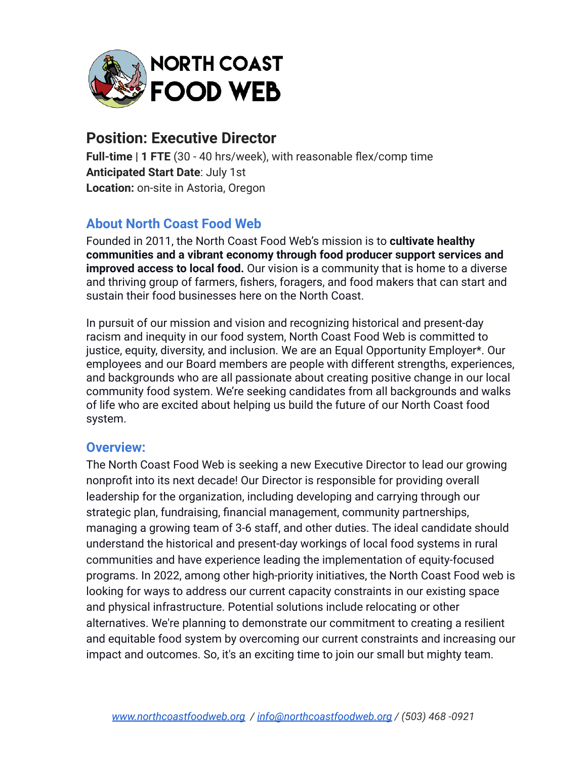NORTH COAST FOOD WEB

## Position: Executive Director

**Full-time** | **1 FTE** (30 - 40 hrs/week), with reasonable flex/comp time
**Anticipated Start Date**: July 1st
**Location:** on-site in Astoria, Oregon

### About North Coast Food Web

Founded in 2011, the North Coast Food Web's mission is to **cultivate healthy communities and a vibrant economy through food producer support services and improved access to local food.** Our vision is a community that is home to a diverse and thriving group of farmers, fishers, foragers, and food makers that can start and sustain their food businesses here on the North Coast.

In pursuit of our mission and vision and recognizing historical and present-day racism and inequity in our food system, North Coast Food Web is committed to justice, equity, diversity, and inclusion. We are an Equal Opportunity Employer*. Our employees and our Board members are people with different strengths, experiences, and backgrounds who are all passionate about creating positive change in our local community food system. We're seeking candidates from all backgrounds and walks of life who are excited about helping us build the future of our North Coast food system.

### Overview:

The North Coast Food Web is seeking a new Executive Director to lead our growing nonprofit into its next decade! Our Director is responsible for providing overall leadership for the organization, including developing and carrying through our strategic plan, fundraising, financial management, community partnerships, managing a growing team of 3-6 staff, and other duties. The ideal candidate should understand the historical and present-day workings of local food systems in rural communities and have experience leading the implementation of equity-focused programs. In 2022, among other high-priority initiatives, the North Coast Food web is looking for ways to address our current capacity constraints in our existing space and physical infrastructure. Potential solutions include relocating or other alternatives. We're planning to demonstrate our commitment to creating a resilient and equitable food system by overcoming our current constraints and increasing our impact and outcomes. So, it's an exciting time to join our small but mighty team.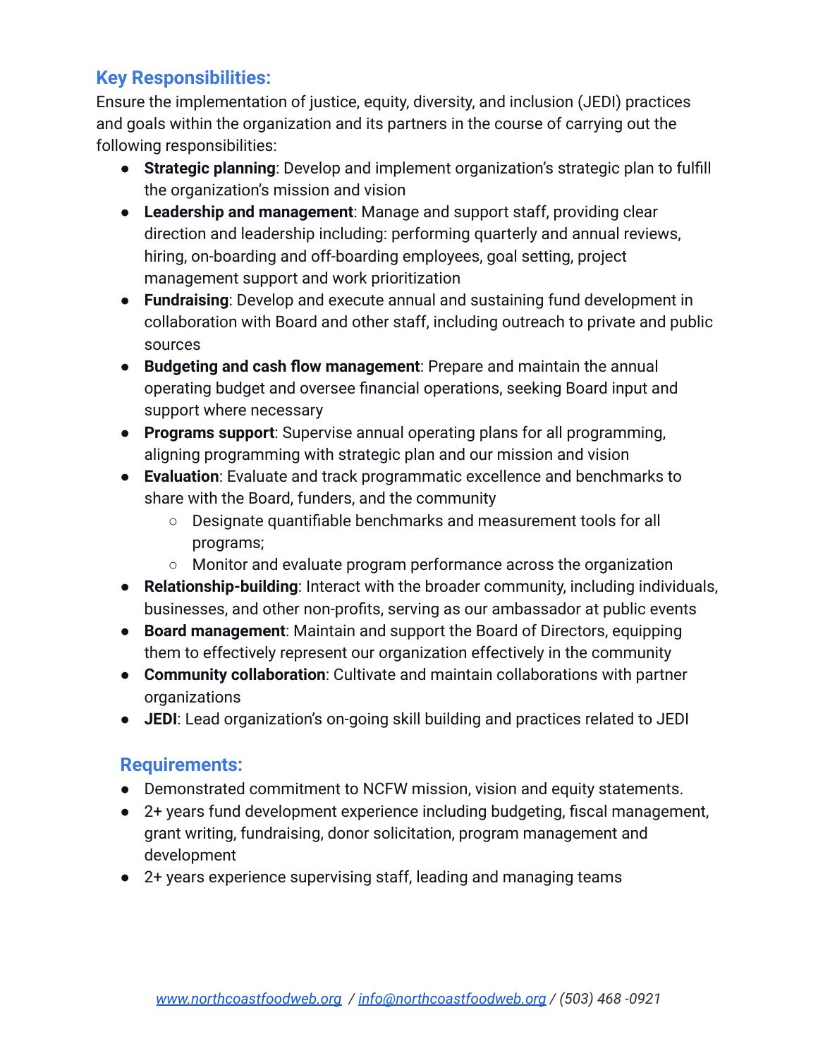## Key Responsibilities:

Ensure the implementation of justice, equity, diversity, and inclusion (JEDI) practices and goals within the organization and its partners in the course of carrying out the following responsibilities:

- **Strategic planning**: Develop and implement organization's strategic plan to fulfill the organization's mission and vision
- **Leadership and management**: Manage and support staff, providing clear direction and leadership including: performing quarterly and annual reviews, hiring, on-boarding and off-boarding employees, goal setting, project management support and work prioritization
- **Fundraising**: Develop and execute annual and sustaining fund development in collaboration with Board and other staff, including outreach to private and public sources
- **Budgeting and cash flow management**: Prepare and maintain the annual operating budget and oversee financial operations, seeking Board input and support where necessary
- **Programs support**: Supervise annual operating plans for all programming, aligning programming with strategic plan and our mission and vision
- **Evaluation**: Evaluate and track programmatic excellence and benchmarks to share with the Board, funders, and the community
  - Designate quantifiable benchmarks and measurement tools for all programs;
  - Monitor and evaluate program performance across the organization
- **Relationship-building**: Interact with the broader community, including individuals, businesses, and other non-profits, serving as our ambassador at public events
- **Board management**: Maintain and support the Board of Directors, equipping them to effectively represent our organization effectively in the community
- **Community collaboration**: Cultivate and maintain collaborations with partner organizations
- **JEDI**: Lead organization's on-going skill building and practices related to JEDI

## Requirements:

- Demonstrated commitment to NCFW mission, vision and equity statements.
- 2+ years fund development experience including budgeting, fiscal management, grant writing, fundraising, donor solicitation, program management and development
- 2+ years experience supervising staff, leading and managing teams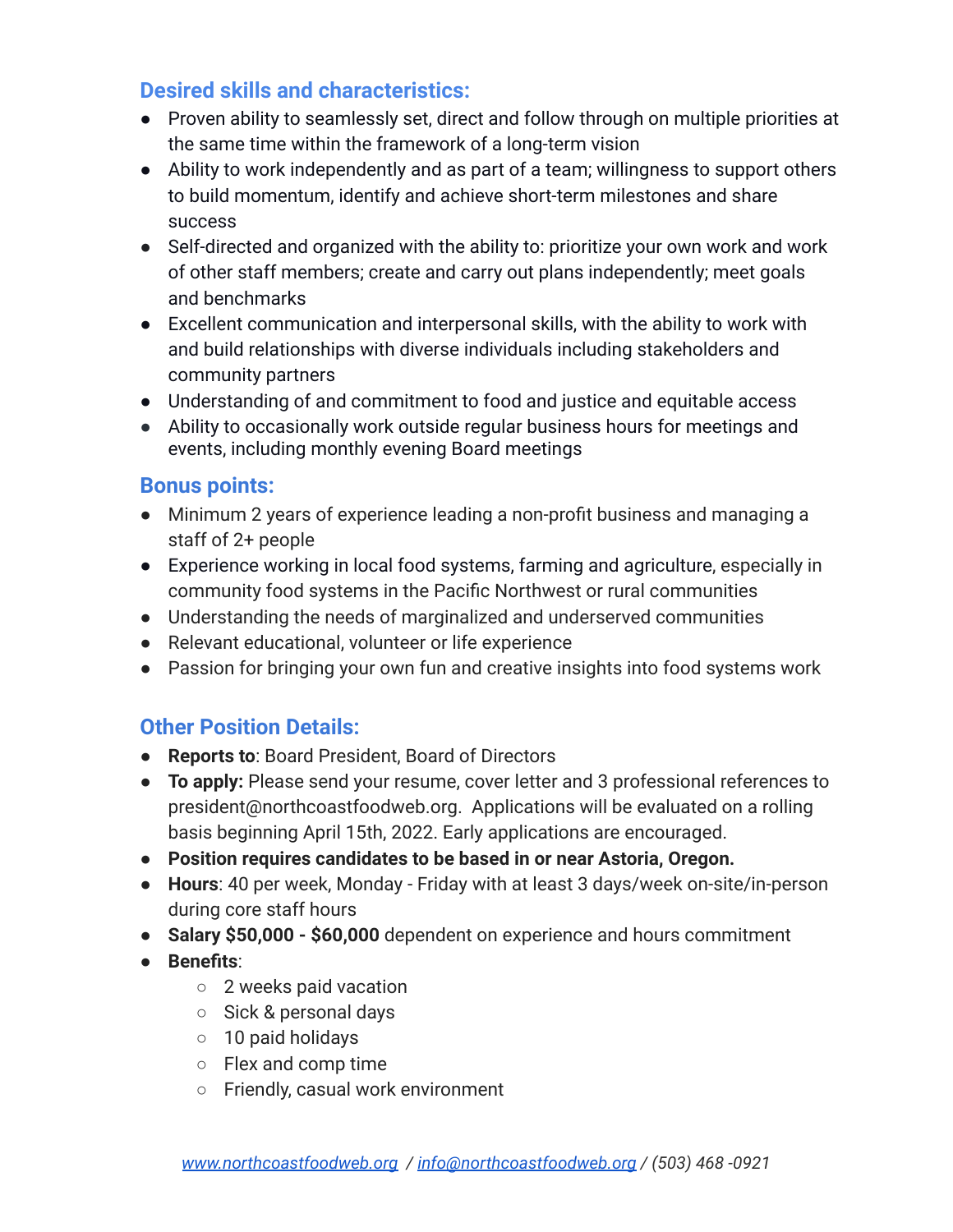## Desired skills and characteristics:

- Proven ability to seamlessly set, direct and follow through on multiple priorities at the same time within the framework of a long-term vision
- Ability to work independently and as part of a team; willingness to support others to build momentum, identify and achieve short-term milestones and share success
- Self-directed and organized with the ability to: prioritize your own work and work of other staff members; create and carry out plans independently; meet goals and benchmarks
- Excellent communication and interpersonal skills, with the ability to work with and build relationships with diverse individuals including stakeholders and community partners
- Understanding of and commitment to food and justice and equitable access
- Ability to occasionally work outside regular business hours for meetings and events, including monthly evening Board meetings

## Bonus points:

- Minimum 2 years of experience leading a non-profit business and managing a staff of 2+ people
- Experience working in local food systems, farming and agriculture, especially in community food systems in the Pacific Northwest or rural communities
- Understanding the needs of marginalized and underserved communities
- Relevant educational, volunteer or life experience
- Passion for bringing your own fun and creative insights into food systems work

## Other Position Details:

- **Reports to**: Board President, Board of Directors
- **To apply:** Please send your resume, cover letter and 3 professional references to president@northcoastfoodweb.org. Applications will be evaluated on a rolling basis beginning April 15th, 2022. Early applications are encouraged.
- **Position requires candidates to be based in or near Astoria, Oregon.**
- **Hours**: 40 per week, Monday - Friday with at least 3 days/week on-site/in-person during core staff hours
- **Salary $50,000 - $60,000** dependent on experience and hours commitment
- **Benefits**:
  - 2 weeks paid vacation
  - Sick & personal days
  - 10 paid holidays
  - Flex and comp time
  - Friendly, casual work environment

*www.northcoastfoodweb.org / info@northcoastfoodweb.org / (503) 468 -0921*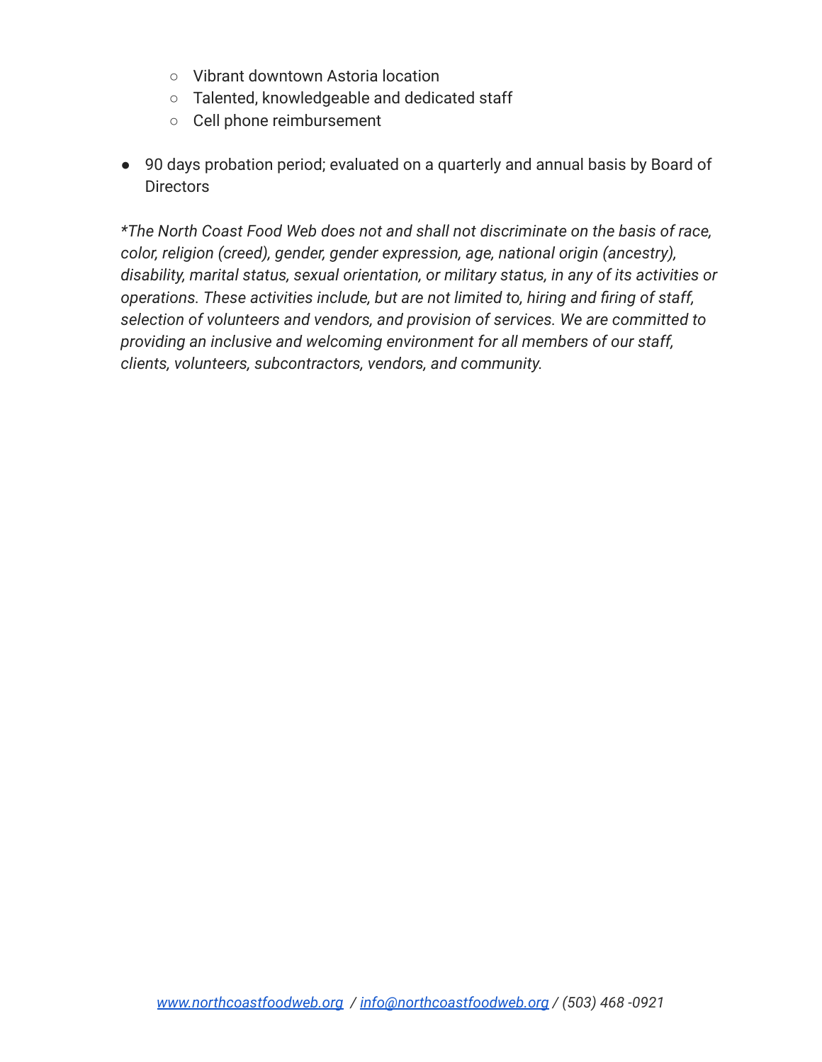- Vibrant downtown Astoria location
  - Talented, knowledgeable and dedicated staff
  - Cell phone reimbursement

- 90 days probation period; evaluated on a quarterly and annual basis by Board of Directors

*\*The North Coast Food Web does not and shall not discriminate on the basis of race, color, religion (creed), gender, gender expression, age, national origin (ancestry), disability, marital status, sexual orientation, or military status, in any of its activities or operations. These activities include, but are not limited to, hiring and firing of staff, selection of volunteers and vendors, and provision of services. We are committed to providing an inclusive and welcoming environment for all members of our staff, clients, volunteers, subcontractors, vendors, and community.*

*www.northcoastfoodweb.org / info@northcoastfoodweb.org / (503) 468 -0921*